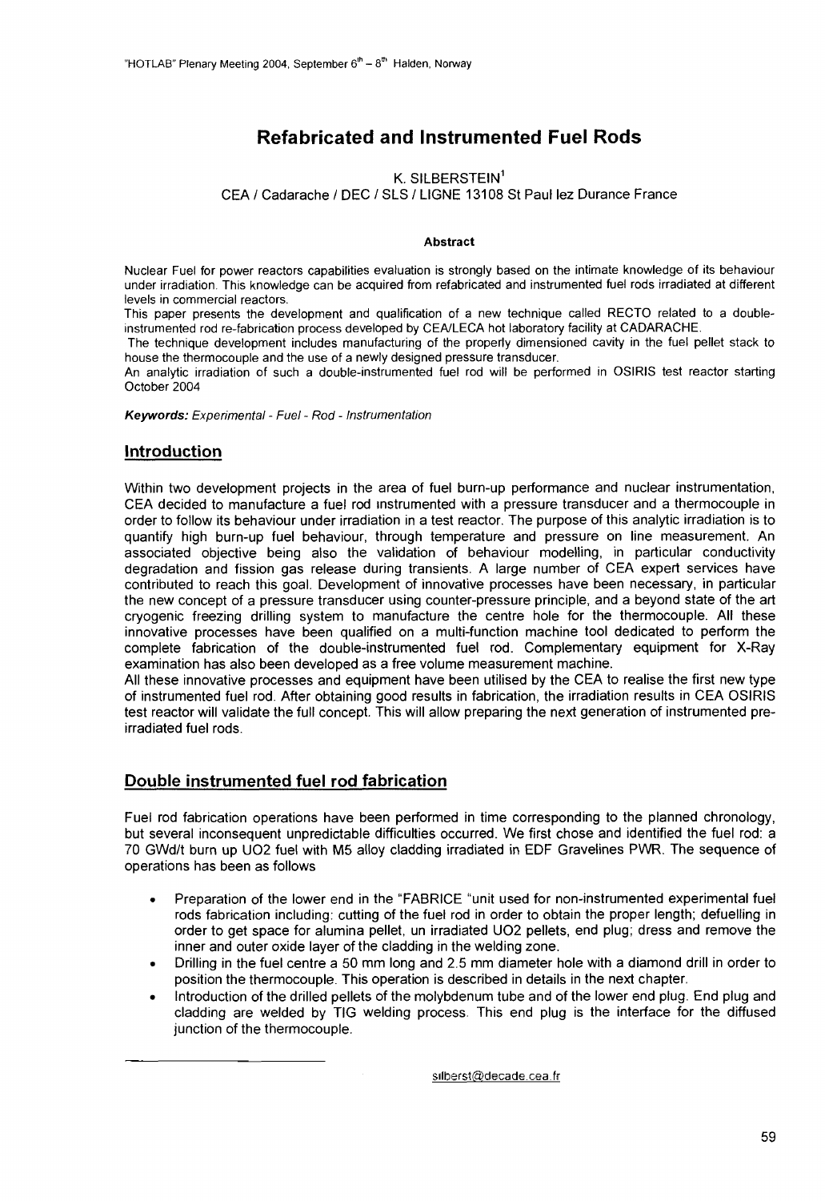# Refabricated and Instrumented Fuel Rods

K. SILBERSTEIN[1]

CEA / Cadarache / DEC / SLS / LIGNE 13108 St Paul lez Durance France

#### Abstract

Nuclear Fuel for power reactors capabilities evaluation is strongly based on the intimate knowledge of its behaviour under irradiation. This knowledge can be acquired from refabricated and instrumented fuel rods irradiated at different levels in commercial reactors.

This paper presents the development and qualification of a new technique called RECTO related to a double-instrumented rod re-fabrication process developed by CEA/LECA hot laboratory facility at CADARACHE.

The technique development includes manufacturing of the properly dimensioned cavity in the fuel pellet stack to house the thermocouple and the use of a newly designed pressure transducer.

An analytic irradiation of such a double-instrumented fuel rod will be performed in OSIRIS test reactor starting October 2004

***Keywords:*** *Experimental - Fuel - Rod - Instrumentation*

## Introduction

Within two development projects in the area of fuel burn-up performance and nuclear instrumentation, CEA decided to manufacture a fuel rod instrumented with a pressure transducer and a thermocouple in order to follow its behaviour under irradiation in a test reactor. The purpose of this analytic irradiation is to quantify high burn-up fuel behaviour, through temperature and pressure on line measurement. An associated objective being also the validation of behaviour modelling, in particular conductivity degradation and fission gas release during transients. A large number of CEA expert services have contributed to reach this goal. Development of innovative processes have been necessary, in particular the new concept of a pressure transducer using counter-pressure principle, and a beyond state of the art cryogenic freezing drilling system to manufacture the centre hole for the thermocouple. All these innovative processes have been qualified on a multi-function machine tool dedicated to perform the complete fabrication of the double-instrumented fuel rod. Complementary equipment for X-Ray examination has also been developed as a free volume measurement machine.

All these innovative processes and equipment have been utilised by the CEA to realise the first new type of instrumented fuel rod. After obtaining good results in fabrication, the irradiation results in CEA OSIRIS test reactor will validate the full concept. This will allow preparing the next generation of instrumented pre-irradiated fuel rods.

## Double instrumented fuel rod fabrication

Fuel rod fabrication operations have been performed in time corresponding to the planned chronology, but several inconsequent unpredictable difficulties occurred. We first chose and identified the fuel rod: a 70 GWd/t burn up $UO_2$ fuel with M5 alloy cladding irradiated in EDF Gravelines PWR. The sequence of operations has been as follows

- Preparation of the lower end in the "FABRICE "unit used for non-instrumented experimental fuel rods fabrication including: cutting of the fuel rod in order to obtain the proper length; defuelling in order to get space for alumina pellet, un irradiated $UO_2$ pellets, end plug; dress and remove the inner and outer oxide layer of the cladding in the welding zone.
- Drilling in the fuel centre a 50 mm long and 2.5 mm diameter hole with a diamond drill in order to position the thermocouple. This operation is described in details in the next chapter.
- Introduction of the drilled pellets of the molybdenum tube and of the lower end plug. End plug and cladding are welded by TIG welding process. This end plug is the interface for the diffused junction of the thermocouple.

[1] silberst@decade.cea.fr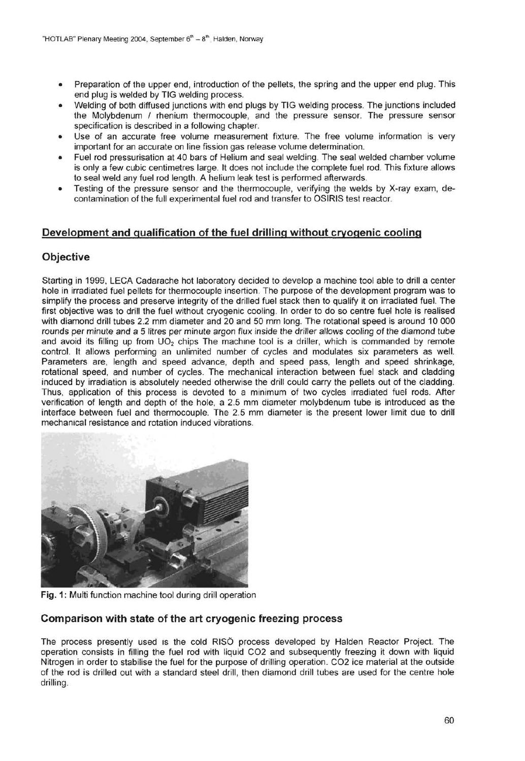- Preparation of the upper end, introduction of the pellets, the spring and the upper end plug. This end plug is welded by TIG welding process.
- Welding of both diffused junctions with end plugs by TIG welding process. The junctions included the Molybdenum / rhenium thermocouple, and the pressure sensor. The pressure sensor specification is described in a following chapter.
- Use of an accurate free volume measurement fixture. The free volume information is very important for an accurate on line fission gas release volume determination.
- Fuel rod pressurisation at 40 bars of Helium and seal welding. The seal welded chamber volume is only a few cubic centimetres large. It does not include the complete fuel rod. This fixture allows to seal weld any fuel rod length. A helium leak test is performed afterwards.
- Testing of the pressure sensor and the thermocouple, verifying the welds by X-ray exam, de-contamination of the full experimental fuel rod and transfer to OSIRIS test reactor.

## Development and qualification of the fuel drilling without cryogenic cooling

### Objective

Starting in 1999, LECA Cadarache hot laboratory decided to develop a machine tool able to drill a center hole in irradiated fuel pellets for thermocouple insertion. The purpose of the development program was to simplify the process and preserve integrity of the drilled fuel stack then to qualify it on irradiated fuel. The first objective was to drill the fuel without cryogenic cooling. In order to do so centre fuel hole is realised with diamond drill tubes 2.2 mm diameter and 20 and 50 mm long. The rotational speed is around 10 000 *rounds per minute and a 5 litres per minute argon flux inside the driller allows cooling of the diamond tube* and avoid its filling up from $UO_2$ chips The machine tool is a driller, which is commanded by remote control. It allows performing an unlimited number of cycles and modulates six parameters as well. Parameters are, length and speed advance, depth and speed pass, length and speed shrinkage, rotational speed, and number of cycles. The mechanical interaction between fuel stack and cladding induced by irradiation is absolutely needed otherwise the drill could carry the pellets out of the cladding. Thus, application of this process is devoted to a minimum of two cycles irradiated fuel rods. After verification of length and depth of the hole, a 2.5 mm diameter molybdenum tube is introduced as the interface between fuel and thermocouple. The 2.5 mm diameter is the present lower limit due to drill mechanical resistance and rotation induced vibrations.

**Fig. 1:** Multi function machine tool during drill operation

### Comparison with state of the art cryogenic freezing process

The process presently used is the cold RISÖ process developed by Halden Reactor Project. The operation consists in filling the fuel rod with liquid CO2 and subsequently freezing it down with liquid Nitrogen in order to stabilise the fuel for the purpose of drilling operation. CO2 ice material at the outside of the rod is drilled out with a standard steel drill, then diamond drill tubes are used for the centre hole drilling.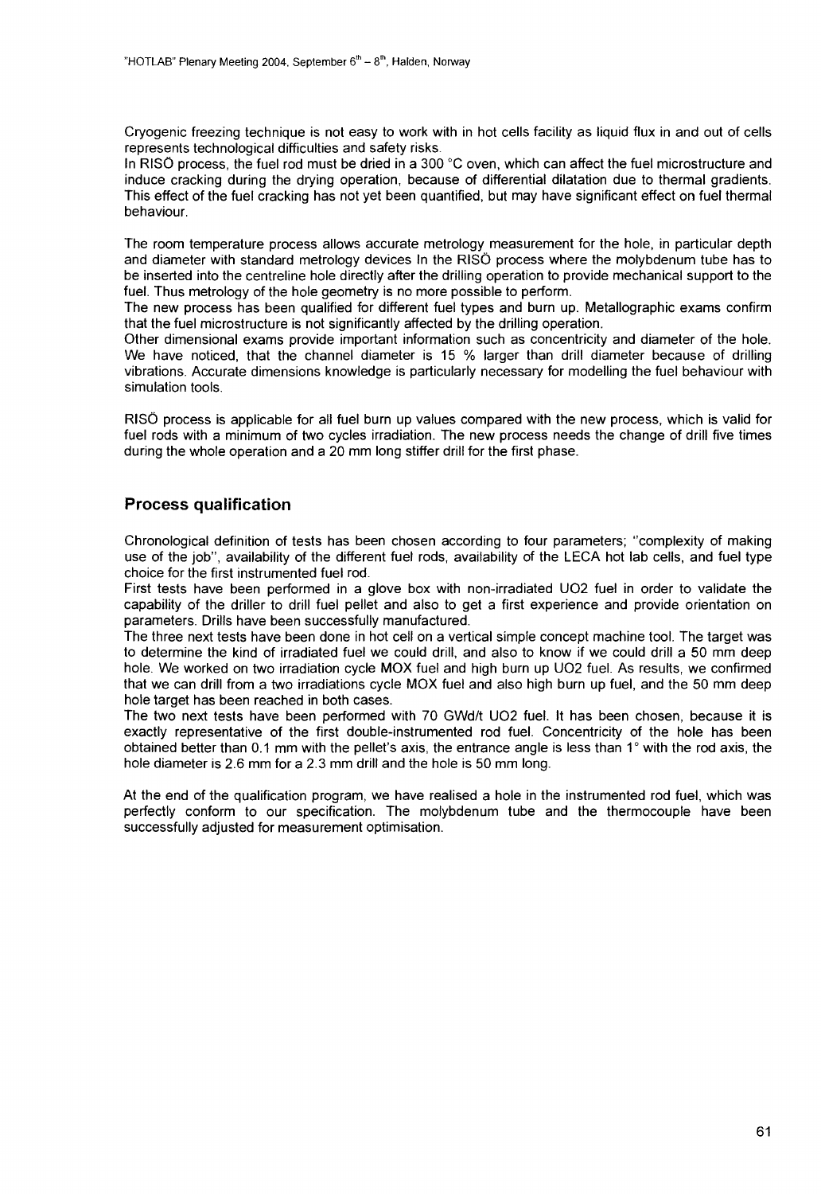Cryogenic freezing technique is not easy to work with in hot cells facility as liquid flux in and out of cells represents technological difficulties and safety risks.

In RISÖ process, the fuel rod must be dried in a 300 °C oven, which can affect the fuel microstructure and induce cracking during the drying operation, because of differential dilatation due to thermal gradients. This effect of the fuel cracking has not yet been quantified, but may have significant effect on fuel thermal behaviour.

The room temperature process allows accurate metrology measurement for the hole, in particular depth and diameter with standard metrology devices In the RISÖ process where the molybdenum tube has to be inserted into the centreline hole directly after the drilling operation to provide mechanical support to the fuel. Thus metrology of the hole geometry is no more possible to perform.

The new process has been qualified for different fuel types and burn up. Metallographic exams confirm that the fuel microstructure is not significantly affected by the drilling operation.

Other dimensional exams provide important information such as concentricity and diameter of the hole. We have noticed, that the channel diameter is 15 % larger than drill diameter because of drilling vibrations. Accurate dimensions knowledge is particularly necessary for modelling the fuel behaviour with simulation tools.

RISÖ process is applicable for all fuel burn up values compared with the new process, which is valid for fuel rods with a minimum of two cycles irradiation. The new process needs the change of drill five times during the whole operation and a 20 mm long stiffer drill for the first phase.

## Process qualification

Chronological definition of tests has been chosen according to four parameters; "complexity of making use of the job", availability of the different fuel rods, availability of the LECA hot lab cells, and fuel type choice for the first instrumented fuel rod.

First tests have been performed in a glove box with non-irradiated $UO_2$ fuel in order to validate the capability of the driller to drill fuel pellet and also to get a first experience and provide orientation on parameters. Drills have been successfully manufactured.

The three next tests have been done in hot cell on a vertical simple concept machine tool. The target was to determine the kind of irradiated fuel we could drill, and also to know if we could drill a 50 mm deep hole. We worked on two irradiation cycle MOX fuel and high burn up $UO_2$ fuel. As results, we confirmed that we can drill from a two irradiations cycle MOX fuel and also high burn up fuel, and the 50 mm deep hole target has been reached in both cases.

The two next tests have been performed with 70 GWd/t $UO_2$ fuel. It has been chosen, because it is exactly representative of the first double-instrumented rod fuel. Concentricity of the hole has been obtained better than 0.1 mm with the pellet's axis, the entrance angle is less than 1° with the rod axis, the hole diameter is 2.6 mm for a 2.3 mm drill and the hole is 50 mm long.

At the end of the qualification program, we have realised a hole in the instrumented rod fuel, which was perfectly conform to our specification. The molybdenum tube and the thermocouple have been successfully adjusted for measurement optimisation.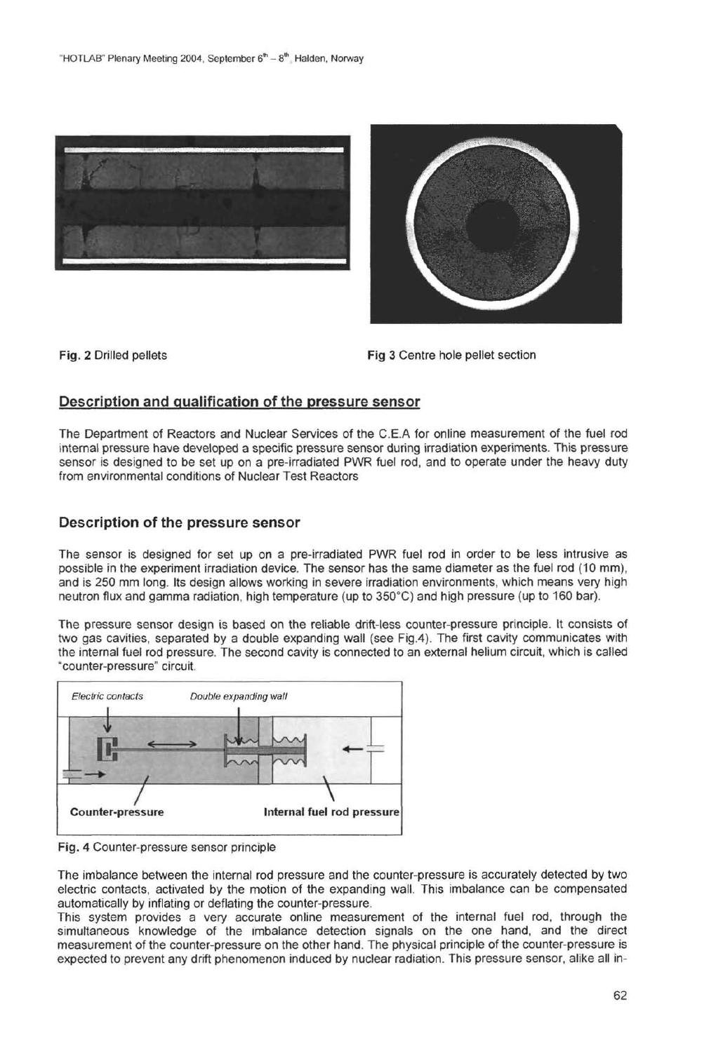Fig. 2 Drilled pellets

Fig 3 Centre hole pellet section

## Description and qualification of the pressure sensor

The Department of Reactors and Nuclear Services of the C.E.A for online measurement of the fuel rod internal pressure have developed a specific pressure sensor during irradiation experiments. This pressure sensor is designed to be set up on a pre-irradiated PWR fuel rod, and to operate under the heavy duty from environmental conditions of Nuclear Test Reactors

### Description of the pressure sensor

The sensor is designed for set up on a pre-irradiated PWR fuel rod in order to be less intrusive as possible in the experiment irradiation device. The sensor has the same diameter as the fuel rod (10 mm), and is 250 mm long. Its design allows working in severe irradiation environments, which means very high neutron flux and gamma radiation, high temperature (up to 350°C) and high pressure (up to 160 bar).

The pressure sensor design is based on the reliable drift-less counter-pressure principle. It consists of two gas cavities, separated by a double expanding wall (see Fig.4). The first cavity communicates with the internal fuel rod pressure. The second cavity is connected to an external helium circuit, which is called "counter-pressure" circuit.

*Electric contacts* *Double expanding wall*

**Counter-pressure** **Internal fuel rod pressure**

Fig. 4 Counter-pressure sensor principle

The imbalance between the internal rod pressure and the counter-pressure is accurately detected by two electric contacts, activated by the motion of the expanding wall. This imbalance can be compensated automatically by inflating or deflating the counter-pressure.
This system provides a very accurate online measurement of the internal fuel rod, through the simultaneous knowledge of the imbalance detection signals on the one hand, and the direct measurement of the counter-pressure on the other hand. The physical principle of the counter-pressure is expected to prevent any drift phenomenon induced by nuclear radiation. This pressure sensor, alike all in-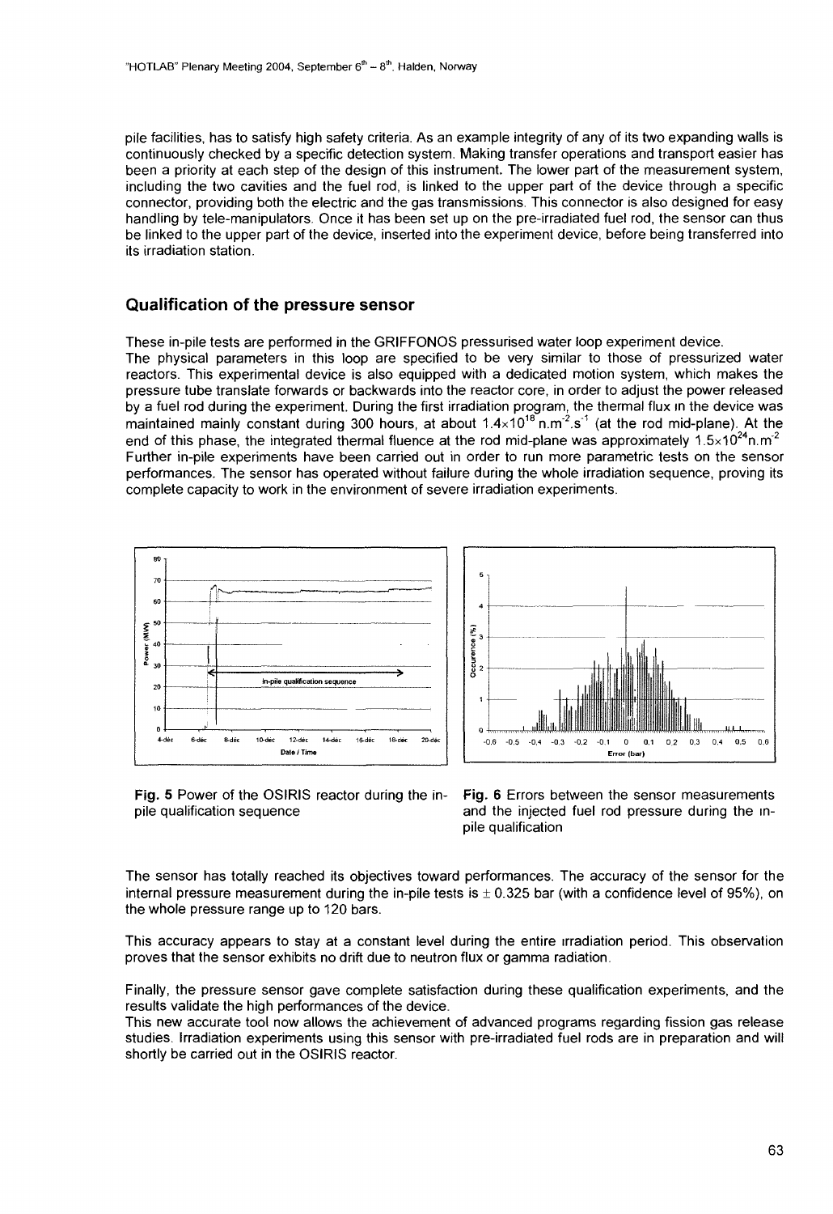pile facilities, has to satisfy high safety criteria. As an example integrity of any of its two expanding walls is continuously checked by a specific detection system. Making transfer operations and transport easier has been a priority at each step of the design of this instrument. The lower part of the measurement system, including the two cavities and the fuel rod, is linked to the upper part of the device through a specific connector, providing both the electric and the gas transmissions. This connector is also designed for easy handling by tele-manipulators. Once it has been set up on the pre-irradiated fuel rod, the sensor can thus be linked to the upper part of the device, inserted into the experiment device, before being transferred into its irradiation station.

## Qualification of the pressure sensor

These in-pile tests are performed in the GRIFFONOS pressurised water loop experiment device.
The physical parameters in this loop are specified to be very similar to those of pressurized water reactors. This experimental device is also equipped with a dedicated motion system, which makes the pressure tube translate forwards or backwards into the reactor core, in order to adjust the power released by a fuel rod during the experiment. During the first irradiation program, the thermal flux in the device was maintained mainly constant during 300 hours, at about $1.4\times10^{18}$ n.m$^{-2}$.s$^{-1}$ (at the rod mid-plane). At the end of this phase, the integrated thermal fluence at the rod mid-plane was approximately $1.5\times10^{24}$n.m$^{-2}$
Further in-pile experiments have been carried out in order to run more parametric tests on the sensor performances. The sensor has operated without failure during the whole irradiation sequence, proving its complete capacity to work in the environment of severe irradiation experiments.

**Fig. 5** Power of the OSIRIS reactor during the in-pile qualification sequence

**Fig. 6** Errors between the sensor measurements and the injected fuel rod pressure during the in-pile qualification

The sensor has totally reached its objectives toward performances. The accuracy of the sensor for the internal pressure measurement during the in-pile tests is $\pm$ 0.325 bar (with a confidence level of 95%), on the whole pressure range up to 120 bars.

This accuracy appears to stay at a constant level during the entire irradiation period. This observation proves that the sensor exhibits no drift due to neutron flux or gamma radiation.

Finally, the pressure sensor gave complete satisfaction during these qualification experiments, and the results validate the high performances of the device.
This new accurate tool now allows the achievement of advanced programs regarding fission gas release studies. Irradiation experiments using this sensor with pre-irradiated fuel rods are in preparation and will shortly be carried out in the OSIRIS reactor.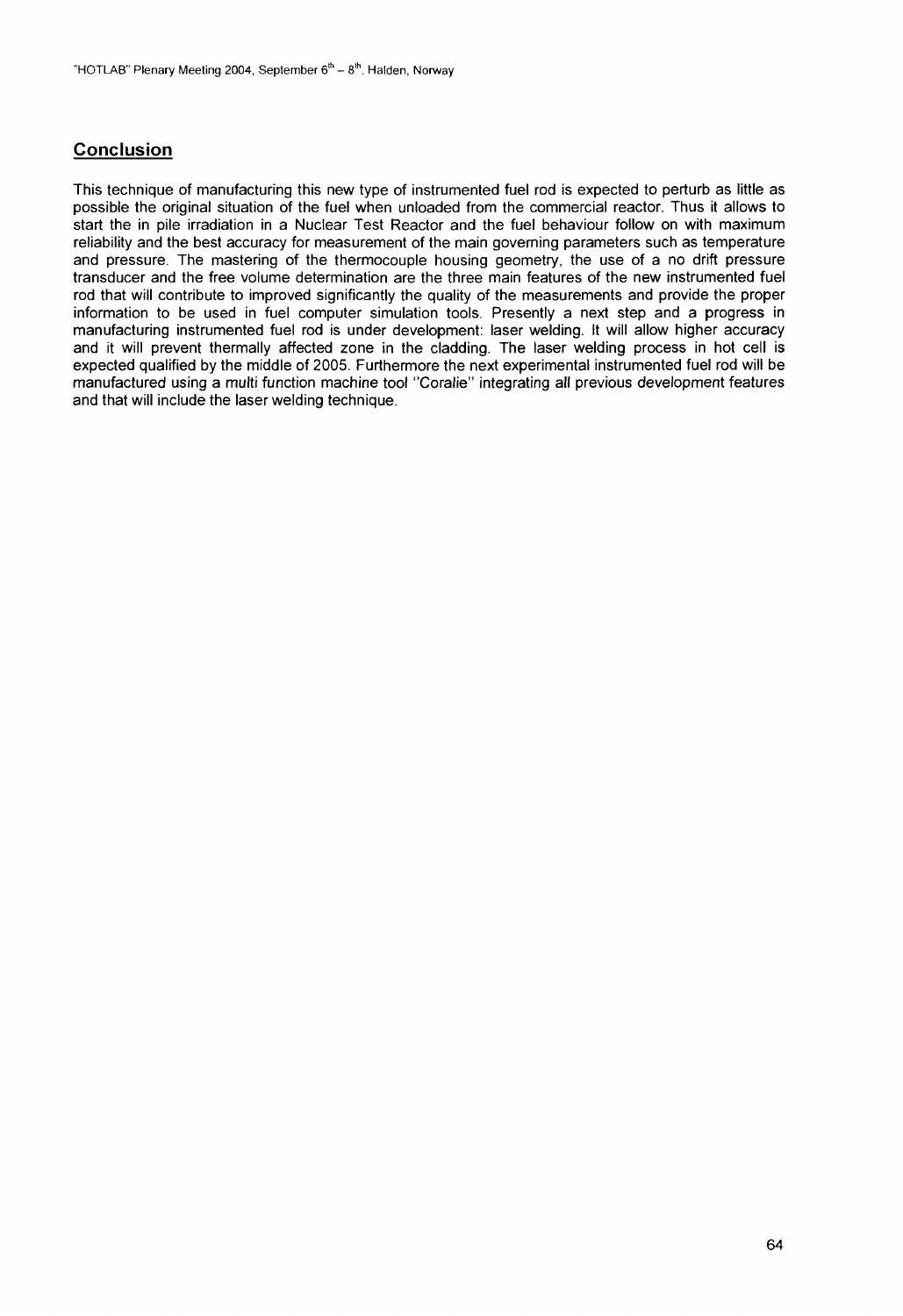## Conclusion

This technique of manufacturing this new type of instrumented fuel rod is expected to perturb as little as possible the original situation of the fuel when unloaded from the commercial reactor. Thus it allows to start the in pile irradiation in a Nuclear Test Reactor and the fuel behaviour follow on with maximum reliability and the best accuracy for measurement of the main governing parameters such as temperature and pressure. The mastering of the thermocouple housing geometry, the use of a no drift pressure transducer and the free volume determination are the three main features of the new instrumented fuel rod that will contribute to improved significantly the quality of the measurements and provide the proper information to be used in fuel computer simulation tools. Presently a next step and a progress in manufacturing instrumented fuel rod is under development: laser welding. It will allow higher accuracy and it will prevent thermally affected zone in the cladding. The laser welding process in hot cell is expected qualified by the middle of 2005. Furthermore the next experimental instrumented fuel rod will be manufactured using a multi function machine tool "Coralie" integrating all previous development features and that will include the laser welding technique.